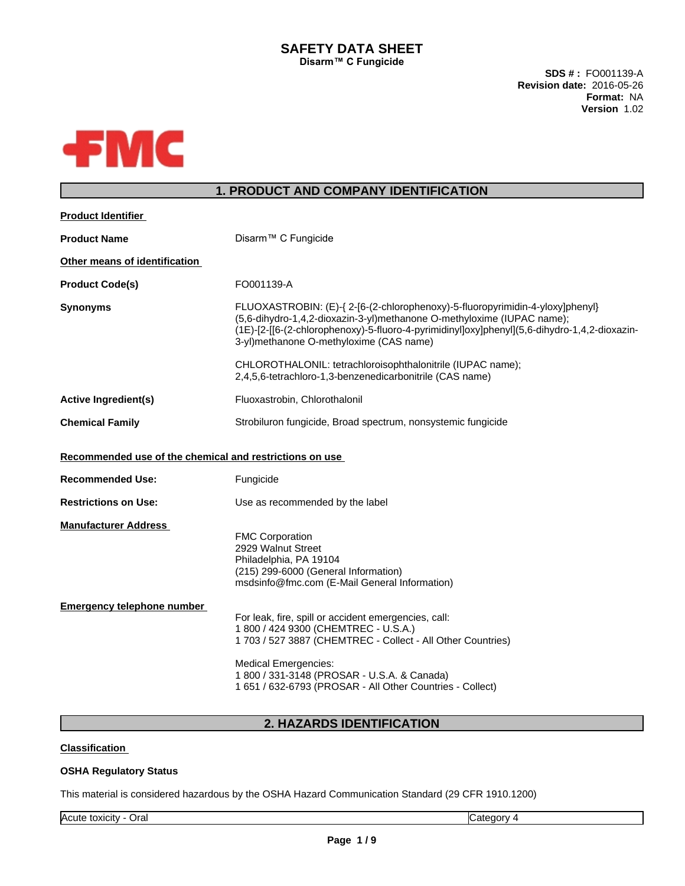# SAFETY DATA SHEET

**Disarm™ C Fungicide**

**SDS # :** FO001139-A
**Revision date:** 2016-05-26
**Format:** NA
**Version** 1.02

FMC

## 1. PRODUCT AND COMPANY IDENTIFICATION

**Product Identifier**

**Product Name** Disarm™ C Fungicide

**Other means of identification**

**Product Code(s)** FO001139-A

**Synonyms** FLUOXASTROBIN: (E)-{ 2-[6-(2-chlorophenoxy)-5-fluoropyrimidin-4-yloxy]phenyl}(5,6-dihydro-1,4,2-dioxazin-3-yl)methanone O-methyloxime (IUPAC name); (1E)-[2-[[6-(2-chlorophenoxy)-5-fluoro-4-pyrimidinyl]oxy]phenyl](5,6-dihydro-1,4,2-dioxazin-3-yl)methanone O-methyloxime (CAS name)

CHLOROTHALONIL: tetrachloroisophthalonitrile (IUPAC name); 2,4,5,6-tetrachloro-1,3-benzenedicarbonitrile (CAS name)

**Active Ingredient(s)** Fluoxastrobin, Chlorothalonil

**Chemical Family** Strobiluron fungicide, Broad spectrum, nonsystemic fungicide

**Recommended use of the chemical and restrictions on use**

**Recommended Use:** Fungicide

**Restrictions on Use:** Use as recommended by the label

**Manufacturer Address**

FMC Corporation
2929 Walnut Street
Philadelphia, PA 19104
(215) 299-6000 (General Information)
msdsinfo@fmc.com (E-Mail General Information)

**Emergency telephone number**

For leak, fire, spill or accident emergencies, call:
1 800 / 424 9300 (CHEMTREC - U.S.A.)
1 703 / 527 3887 (CHEMTREC - Collect - All Other Countries)

Medical Emergencies:
1 800 / 331-3148 (PROSAR - U.S.A. & Canada)
1 651 / 632-6793 (PROSAR - All Other Countries - Collect)

## 2. HAZARDS IDENTIFICATION

**Classification**

**OSHA Regulatory Status**

This material is considered hazardous by the OSHA Hazard Communication Standard (29 CFR 1910.1200)

| Acute toxicity - Oral | Category 4 |
|---|---|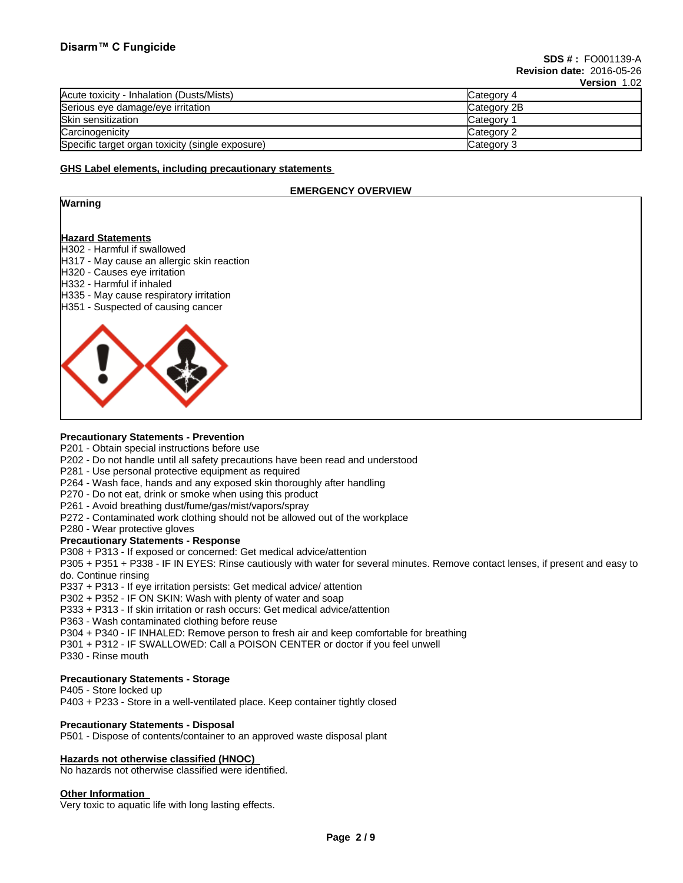| Acute toxicity - Inhalation (Dusts/Mists) | Category 4 |
|---|---|
| Serious eye damage/eye irritation | Category 2B |
| Skin sensitization | Category 1 |
| Carcinogenicity | Category 2 |
| Specific target organ toxicity (single exposure) | Category 3 |

## GHS Label elements, including precautionary statements

**EMERGENCY OVERVIEW**

**Warning**

**Hazard Statements**

H302 - Harmful if swallowed
H317 - May cause an allergic skin reaction
H320 - Causes eye irritation
H332 - Harmful if inhaled
H335 - May cause respiratory irritation
H351 - Suspected of causing cancer

**Precautionary Statements - Prevention**

P201 - Obtain special instructions before use
P202 - Do not handle until all safety precautions have been read and understood
P281 - Use personal protective equipment as required
P264 - Wash face, hands and any exposed skin thoroughly after handling
P270 - Do not eat, drink or smoke when using this product
P261 - Avoid breathing dust/fume/gas/mist/vapors/spray
P272 - Contaminated work clothing should not be allowed out of the workplace
P280 - Wear protective gloves

**Precautionary Statements - Response**

P308 + P313 - If exposed or concerned: Get medical advice/attention
P305 + P351 + P338 - IF IN EYES: Rinse cautiously with water for several minutes. Remove contact lenses, if present and easy to do. Continue rinsing
P337 + P313 - If eye irritation persists: Get medical advice/ attention
P302 + P352 - IF ON SKIN: Wash with plenty of water and soap
P333 + P313 - If skin irritation or rash occurs: Get medical advice/attention
P363 - Wash contaminated clothing before reuse
P304 + P340 - IF INHALED: Remove person to fresh air and keep comfortable for breathing
P301 + P312 - IF SWALLOWED: Call a POISON CENTER or doctor if you feel unwell
P330 - Rinse mouth

**Precautionary Statements - Storage**

P405 - Store locked up
P403 + P233 - Store in a well-ventilated place. Keep container tightly closed

**Precautionary Statements - Disposal**

P501 - Dispose of contents/container to an approved waste disposal plant

## Hazards not otherwise classified (HNOC)

No hazards not otherwise classified were identified.

## Other Information

Very toxic to aquatic life with long lasting effects.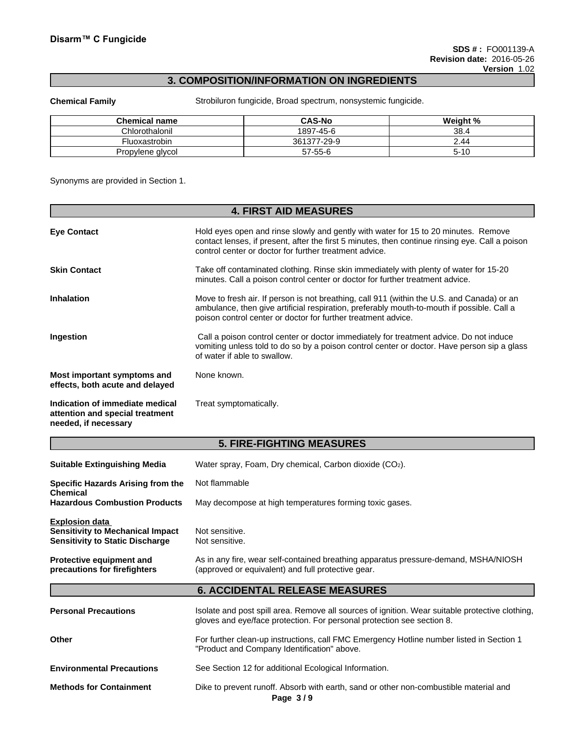## 3. COMPOSITION/INFORMATION ON INGREDIENTS

**Chemical Family** Strobiluron fungicide, Broad spectrum, nonsystemic fungicide.

| Chemical name | CAS-No | Weight % |
|---|---|---|
| Chlorothalonil | 1897-45-6 | 38.4 |
| Fluoxastrobin | 361377-29-9 | 2.44 |
| Propylene glycol | 57-55-6 | 5-10 |

Synonyms are provided in Section 1.

## 4. FIRST AID MEASURES

**Eye Contact** Hold eyes open and rinse slowly and gently with water for 15 to 20 minutes. Remove contact lenses, if present, after the first 5 minutes, then continue rinsing eye. Call a poison control center or doctor for further treatment advice.

**Skin Contact** Take off contaminated clothing. Rinse skin immediately with plenty of water for 15-20 minutes. Call a poison control center or doctor for further treatment advice.

**Inhalation** Move to fresh air. If person is not breathing, call 911 (within the U.S. and Canada) or an ambulance, then give artificial respiration, preferably mouth-to-mouth if possible. Call a poison control center or doctor for further treatment advice.

**Ingestion** Call a poison control center or doctor immediately for treatment advice. Do not induce vomiting unless told to do so by a poison control center or doctor. Have person sip a glass of water if able to swallow.

**Most important symptoms and effects, both acute and delayed** None known.

**Indication of immediate medical attention and special treatment needed, if necessary** Treat symptomatically.

## 5. FIRE-FIGHTING MEASURES

**Suitable Extinguishing Media** Water spray, Foam, Dry chemical, Carbon dioxide ($CO_2$).

**Specific Hazards Arising from the Chemical** Not flammable

**Hazardous Combustion Products** May decompose at high temperatures forming toxic gases.

**Explosion data**
**Sensitivity to Mechanical Impact** Not sensitive.
**Sensitivity to Static Discharge** Not sensitive.

**Protective equipment and precautions for firefighters** As in any fire, wear self-contained breathing apparatus pressure-demand, MSHA/NIOSH (approved or equivalent) and full protective gear.

## 6. ACCIDENTAL RELEASE MEASURES

**Personal Precautions** Isolate and post spill area. Remove all sources of ignition. Wear suitable protective clothing, gloves and eye/face protection. For personal protection see section 8.

**Other** For further clean-up instructions, call FMC Emergency Hotline number listed in Section 1 "Product and Company Identification" above.

**Environmental Precautions** See Section 12 for additional Ecological Information.

**Methods for Containment** Dike to prevent runoff. Absorb with earth, sand or other non-combustible material and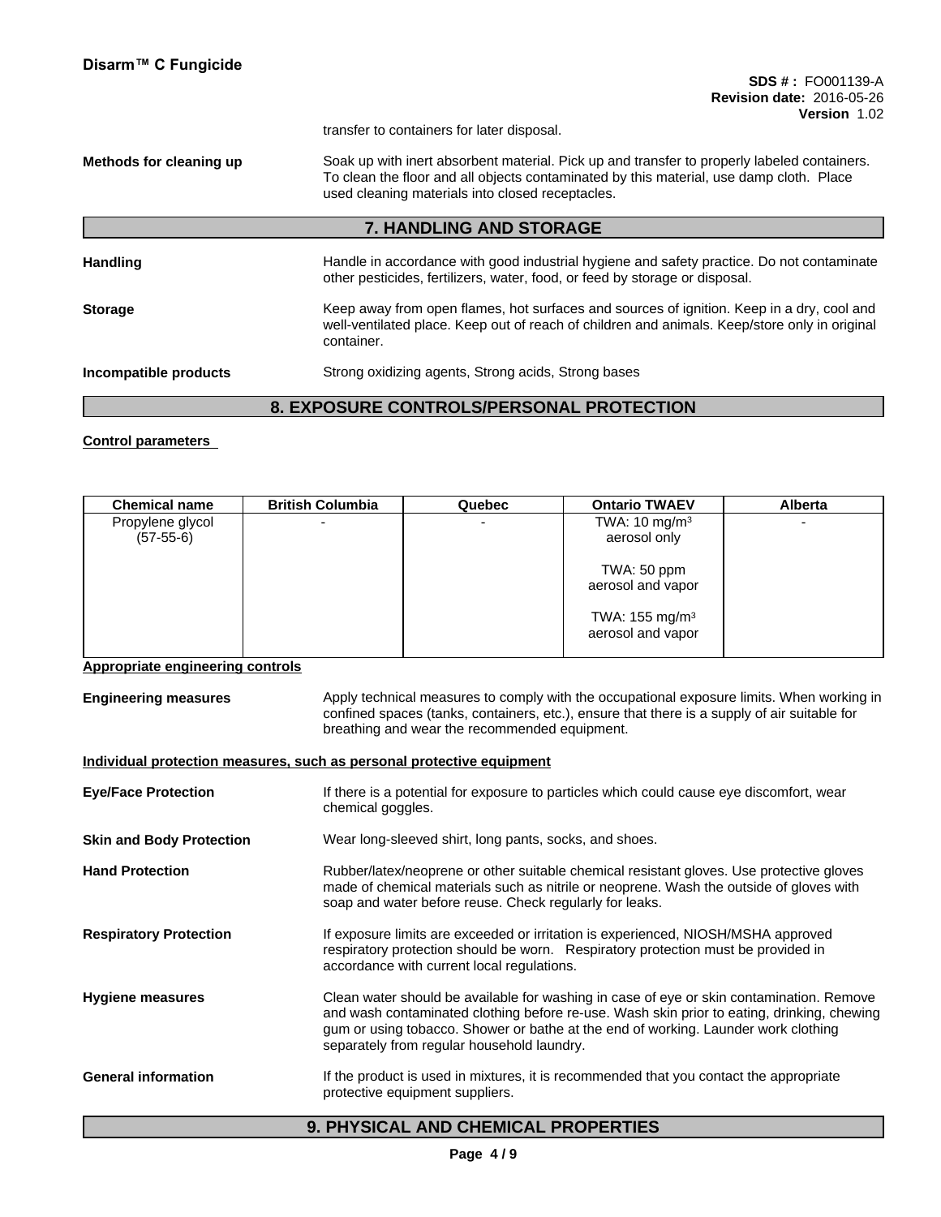transfer to containers for later disposal.

**Methods for cleaning up** Soak up with inert absorbent material. Pick up and transfer to properly labeled containers. To clean the floor and all objects contaminated by this material, use damp cloth. Place used cleaning materials into closed receptacles.

## 7. HANDLING AND STORAGE

**Handling** Handle in accordance with good industrial hygiene and safety practice. Do not contaminate other pesticides, fertilizers, water, food, or feed by storage or disposal.

**Storage** Keep away from open flames, hot surfaces and sources of ignition. Keep in a dry, cool and well-ventilated place. Keep out of reach of children and animals. Keep/store only in original container.

**Incompatible products** Strong oxidizing agents, Strong acids, Strong bases

## 8. EXPOSURE CONTROLS/PERSONAL PROTECTION

**Control parameters**

| Chemical name | British Columbia | Quebec | Ontario TWAEV | Alberta |
|---|---|---|---|---|
| Propylene glycol (57-55-6) | - | - | TWA: 10 mg/m³ aerosol only<br>TWA: 50 ppm aerosol and vapor<br>TWA: 155 mg/m³ aerosol and vapor | - |

**Appropriate engineering controls**

**Engineering measures** Apply technical measures to comply with the occupational exposure limits. When working in confined spaces (tanks, containers, etc.), ensure that there is a supply of air suitable for breathing and wear the recommended equipment.

**Individual protection measures, such as personal protective equipment**

**Eye/Face Protection** If there is a potential for exposure to particles which could cause eye discomfort, wear chemical goggles.

**Skin and Body Protection** Wear long-sleeved shirt, long pants, socks, and shoes.

**Hand Protection** Rubber/latex/neoprene or other suitable chemical resistant gloves. Use protective gloves made of chemical materials such as nitrile or neoprene. Wash the outside of gloves with soap and water before reuse. Check regularly for leaks.

**Respiratory Protection** If exposure limits are exceeded or irritation is experienced, NIOSH/MSHA approved respiratory protection should be worn. Respiratory protection must be provided in accordance with current local regulations.

**Hygiene measures** Clean water should be available for washing in case of eye or skin contamination. Remove and wash contaminated clothing before re-use. Wash skin prior to eating, drinking, chewing gum or using tobacco. Shower or bathe at the end of working. Launder work clothing separately from regular household laundry.

**General information** If the product is used in mixtures, it is recommended that you contact the appropriate protective equipment suppliers.

## 9. PHYSICAL AND CHEMICAL PROPERTIES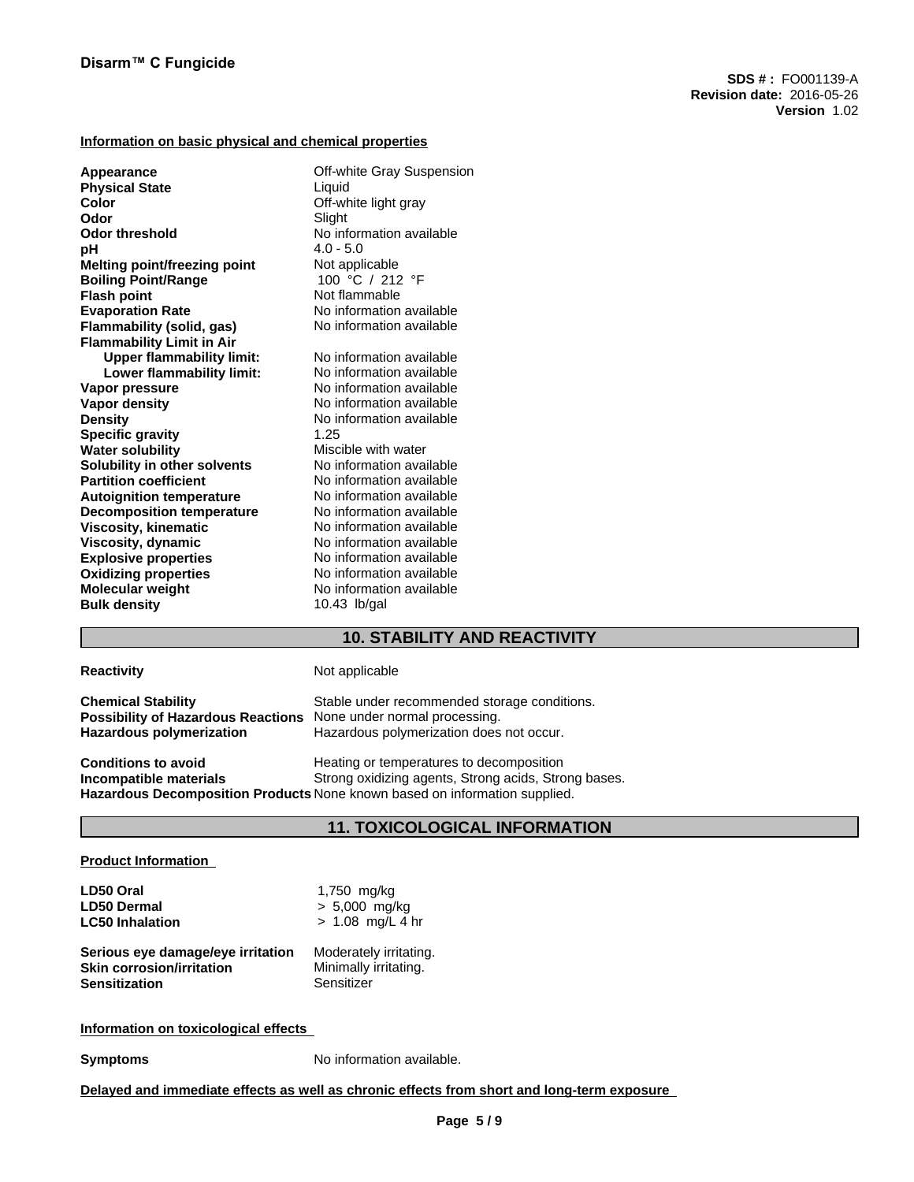#### Information on basic physical and chemical properties

| | |
|---|---|
| **Appearance** | Off-white Gray Suspension |
| **Physical State** | Liquid |
| **Color** | Off-white light gray |
| **Odor** | Slight |
| **Odor threshold** | No information available |
| **pH** | 4.0 - 5.0 |
| **Melting point/freezing point** | Not applicable |
| **Boiling Point/Range** | 100 °C / 212 °F |
| **Flash point** | Not flammable |
| **Evaporation Rate** | No information available |
| **Flammability (solid, gas)** | No information available |
| **Flammability Limit in Air** | |
| **Upper flammability limit:** | No information available |
| **Lower flammability limit:** | No information available |
| **Vapor pressure** | No information available |
| **Vapor density** | No information available |
| **Density** | No information available |
| **Specific gravity** | 1.25 |
| **Water solubility** | Miscible with water |
| **Solubility in other solvents** | No information available |
| **Partition coefficient** | No information available |
| **Autoignition temperature** | No information available |
| **Decomposition temperature** | No information available |
| **Viscosity, kinematic** | No information available |
| **Viscosity, dynamic** | No information available |
| **Explosive properties** | No information available |
| **Oxidizing properties** | No information available |
| **Molecular weight** | No information available |
| **Bulk density** | 10.43 lb/gal |

## 10. STABILITY AND REACTIVITY

| | |
|---|---|
| **Reactivity** | Not applicable |
| **Chemical Stability** | Stable under recommended storage conditions. |
| **Possibility of Hazardous Reactions** | None under normal processing. |
| **Hazardous polymerization** | Hazardous polymerization does not occur. |
| **Conditions to avoid** | Heating or temperatures to decomposition |
| **Incompatible materials** | Strong oxidizing agents, Strong acids, Strong bases. |
| **Hazardous Decomposition Products** | None known based on information supplied. |

## 11. TOXICOLOGICAL INFORMATION

#### Product Information

| | |
|---|---|
| **LD50 Oral** | 1,750 mg/kg |
| **LD50 Dermal** | > 5,000 mg/kg |
| **LC50 Inhalation** | > 1.08 mg/L 4 hr |
| **Serious eye damage/eye irritation** | Moderately irritating. |
| **Skin corrosion/irritation** | Minimally irritating. |
| **Sensitization** | Sensitizer |

#### Information on toxicological effects

**Symptoms** No information available.

#### Delayed and immediate effects as well as chronic effects from short and long-term exposure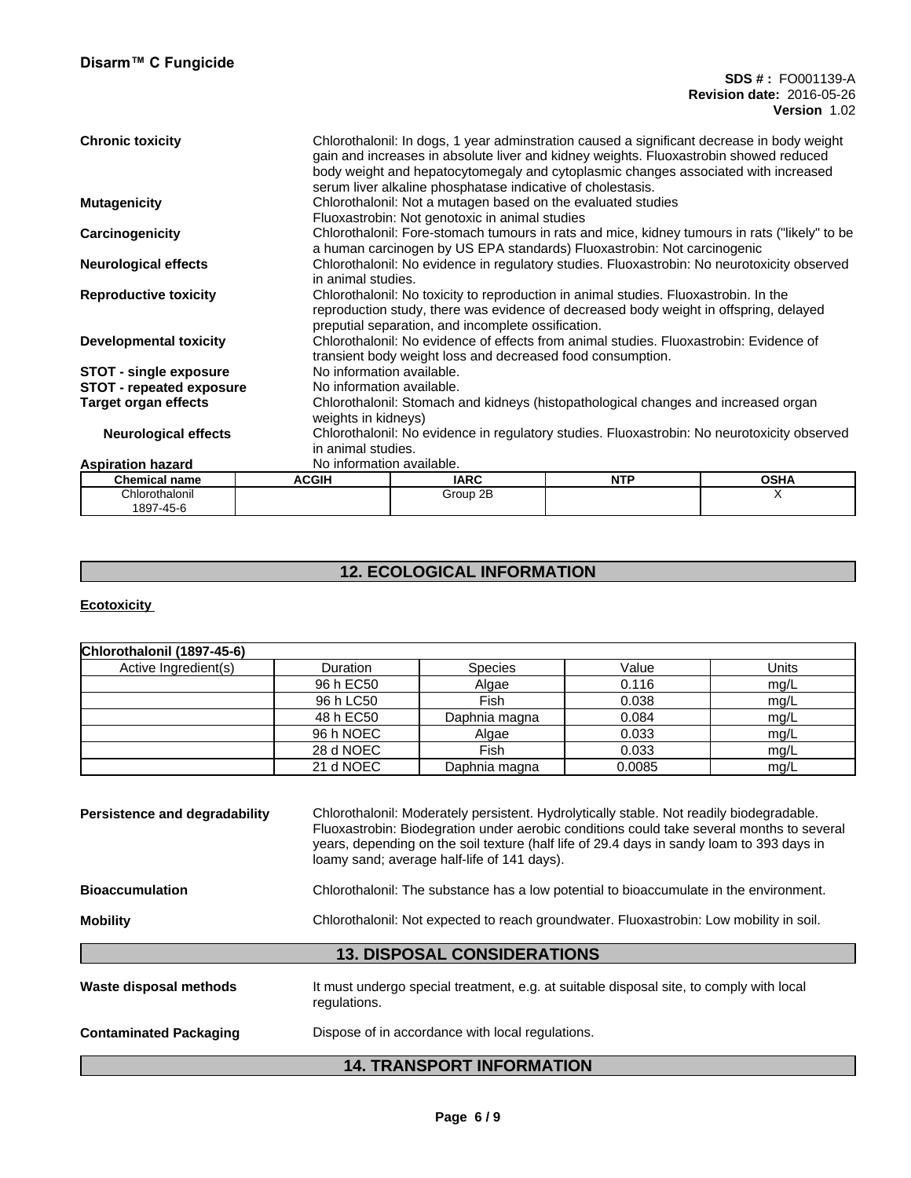| | |
|---|---|
| **Chronic toxicity** | Chlorothalonil: In dogs, 1 year adminstration caused a significant decrease in body weight gain and increases in absolute liver and kidney weights. Fluoxastrobin showed reduced body weight and hepatocytomegaly and cytoplasmic changes associated with increased serum liver alkaline phosphatase indicative of cholestasis. |
| **Mutagenicity** | Chlorothalonil: Not a mutagen based on the evaluated studies<br>Fluoxastrobin: Not genotoxic in animal studies |
| **Carcinogenicity** | Chlorothalonil: Fore-stomach tumours in rats and mice, kidney tumours in rats ("likely" to be a human carcinogen by US EPA standards) Fluoxastrobin: Not carcinogenic |
| **Neurological effects** | Chlorothalonil: No evidence in regulatory studies. Fluoxastrobin: No neurotoxicity observed in animal studies. |
| **Reproductive toxicity** | Chlorothalonil: No toxicity to reproduction in animal studies. Fluoxastrobin. In the reproduction study, there was evidence of decreased body weight in offspring, delayed preputial separation, and incomplete ossification. |
| **Developmental toxicity** | Chlorothalonil: No evidence of effects from animal studies. Fluoxastrobin: Evidence of transient body weight loss and decreased food consumption. |
| **STOT - single exposure** | No information available. |
| **STOT - repeated exposure** | No information available. |
| **Target organ effects** | Chlorothalonil: Stomach and kidneys (histopathological changes and increased organ weights in kidneys) |
| **Neurological effects** | Chlorothalonil: No evidence in regulatory studies. Fluoxastrobin: No neurotoxicity observed in animal studies. |
| **Aspiration hazard** | No information available. |

| Chemical name | ACGIH | IARC | NTP | OSHA |
|---|---|---|---|---|
| Chlorothalonil<br>1897-45-6 | | Group 2B | | X |

## 12. ECOLOGICAL INFORMATION

**Ecotoxicity**

| Chlorothalonil (1897-45-6) | | | | |
|---|---|---|---|---|
| Active Ingredient(s) | Duration | Species | Value | Units |
| | 96 h EC50 | Algae | 0.116 | mg/L |
| | 96 h LC50 | Fish | 0.038 | mg/L |
| | 48 h EC50 | Daphnia magna | 0.084 | mg/L |
| | 96 h NOEC | Algae | 0.033 | mg/L |
| | 28 d NOEC | Fish | 0.033 | mg/L |
| | 21 d NOEC | Daphnia magna | 0.0085 | mg/L |

| | |
|---|---|
| **Persistence and degradability** | Chlorothalonil: Moderately persistent. Hydrolytically stable. Not readily biodegradable. Fluoxastrobin: Biodegration under aerobic conditions could take several months to several years, depending on the soil texture (half life of 29.4 days in sandy loam to 393 days in loamy sand; average half-life of 141 days). |
| **Bioaccumulation** | Chlorothalonil: The substance has a low potential to bioaccumulate in the environment. |
| **Mobility** | Chlorothalonil: Not expected to reach groundwater. Fluoxastrobin: Low mobility in soil. |

## 13. DISPOSAL CONSIDERATIONS

| | |
|---|---|
| **Waste disposal methods** | It must undergo special treatment, e.g. at suitable disposal site, to comply with local regulations. |
| **Contaminated Packaging** | Dispose of in accordance with local regulations. |

## 14. TRANSPORT INFORMATION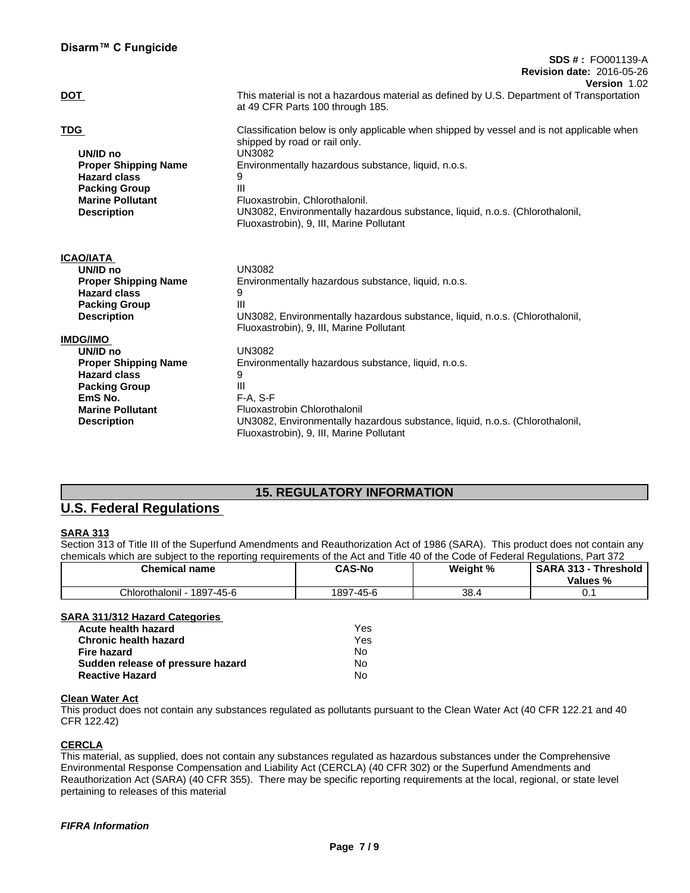**DOT** This material is not a hazardous material as defined by U.S. Department of Transportation at 49 CFR Parts 100 through 185.

**TDG** Classification below is only applicable when shipped by vessel and is not applicable when shipped by road or rail only.

| | |
|---|---|
| **UN/ID no** | UN3082 |
| **Proper Shipping Name** | Environmentally hazardous substance, liquid, n.o.s. |
| **Hazard class** | 9 |
| **Packing Group** | III |
| **Marine Pollutant** | Fluoxastrobin, Chlorothalonil. |
| **Description** | UN3082, Environmentally hazardous substance, liquid, n.o.s. (Chlorothalonil, Fluoxastrobin), 9, III, Marine Pollutant |

**ICAO/IATA**

| | |
|---|---|
| **UN/ID no** | UN3082 |
| **Proper Shipping Name** | Environmentally hazardous substance, liquid, n.o.s. |
| **Hazard class** | 9 |
| **Packing Group** | III |
| **Description** | UN3082, Environmentally hazardous substance, liquid, n.o.s. (Chlorothalonil, Fluoxastrobin), 9, III, Marine Pollutant |

**IMDG/IMO**

| | |
|---|---|
| **UN/ID no** | UN3082 |
| **Proper Shipping Name** | Environmentally hazardous substance, liquid, n.o.s. |
| **Hazard class** | 9 |
| **Packing Group** | III |
| **EmS No.** | F-A, S-F |
| **Marine Pollutant** | Fluoxastrobin Chlorothalonil |
| **Description** | UN3082, Environmentally hazardous substance, liquid, n.o.s. (Chlorothalonil, Fluoxastrobin), 9, III, Marine Pollutant |

## 15. REGULATORY INFORMATION

## U.S. Federal Regulations

**SARA 313**

Section 313 of Title III of the Superfund Amendments and Reauthorization Act of 1986 (SARA). This product does not contain any chemicals which are subject to the reporting requirements of the Act and Title 40 of the Code of Federal Regulations, Part 372

| Chemical name | CAS-No | Weight % | SARA 313 - Threshold Values % |
|---|---|---|---|
| Chlorothalonil - 1897-45-6 | 1897-45-6 | 38.4 | 0.1 |

**SARA 311/312 Hazard Categories**

| | |
|---|---|
| **Acute health hazard** | Yes |
| **Chronic health hazard** | Yes |
| **Fire hazard** | No |
| **Sudden release of pressure hazard** | No |
| **Reactive Hazard** | No |

**Clean Water Act**

This product does not contain any substances regulated as pollutants pursuant to the Clean Water Act (40 CFR 122.21 and 40 CFR 122.42)

**CERCLA**

This material, as supplied, does not contain any substances regulated as hazardous substances under the Comprehensive Environmental Response Compensation and Liability Act (CERCLA) (40 CFR 302) or the Superfund Amendments and Reauthorization Act (SARA) (40 CFR 355). There may be specific reporting requirements at the local, regional, or state level pertaining to releases of this material

***FIFRA Information***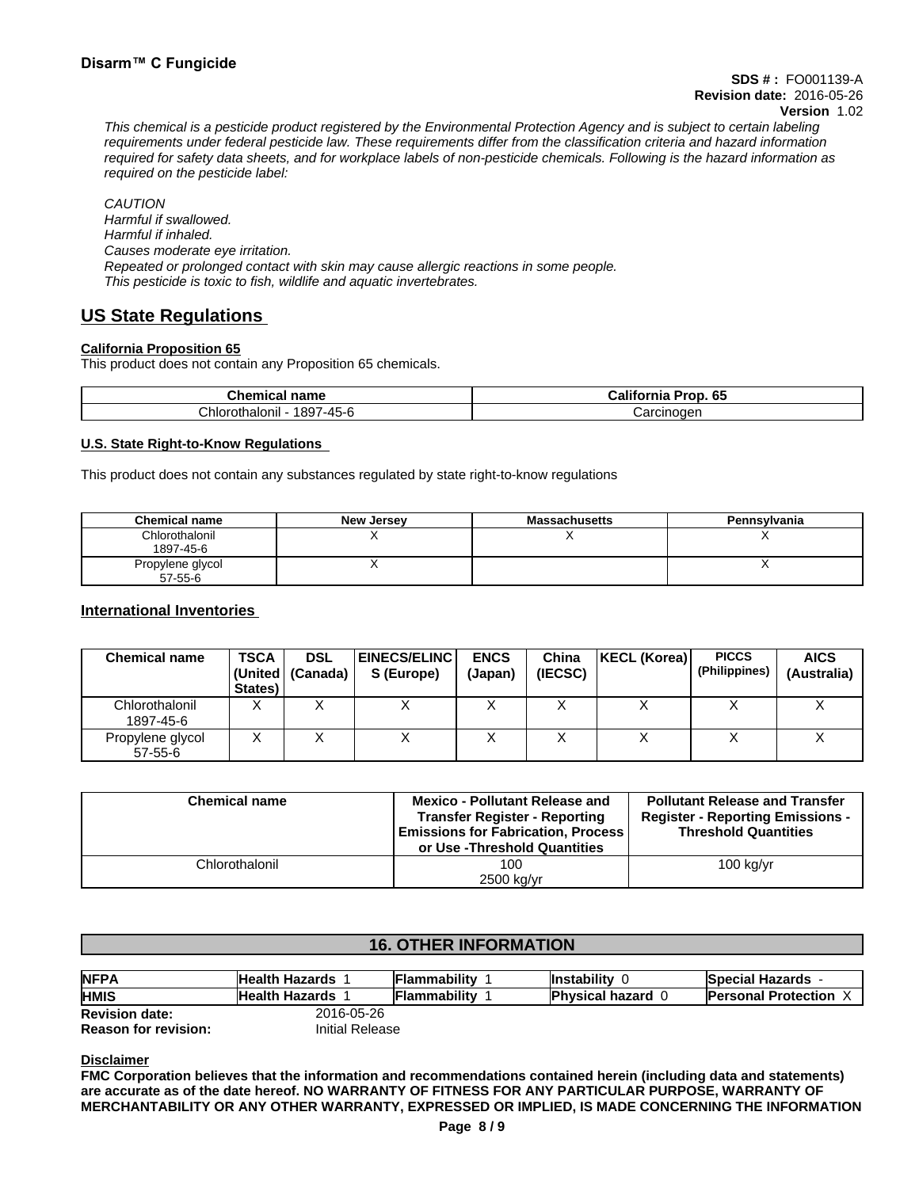*This chemical is a pesticide product registered by the Environmental Protection Agency and is subject to certain labeling requirements under federal pesticide law. These requirements differ from the classification criteria and hazard information required for safety data sheets, and for workplace labels of non-pesticide chemicals. Following is the hazard information as required on the pesticide label:*

*CAUTION*
*Harmful if swallowed.*
*Harmful if inhaled.*
*Causes moderate eye irritation.*
*Repeated or prolonged contact with skin may cause allergic reactions in some people.*
*This pesticide is toxic to fish, wildlife and aquatic invertebrates.*

## US State Regulations

**California Proposition 65**

This product does not contain any Proposition 65 chemicals.

| Chemical name | California Prop. 65 |
|---|---|
| Chlorothalonil - 1897-45-6 | Carcinogen |

**U.S. State Right-to-Know Regulations**

This product does not contain any substances regulated by state right-to-know regulations

| Chemical name | New Jersey | Massachusetts | Pennsylvania |
|---|---|---|---|
| Chlorothalonil 1897-45-6 | X | X | X |
| Propylene glycol 57-55-6 | X | | X |

## International Inventories

| Chemical name | TSCA (United States) | DSL (Canada) | EINECS/ELINCS (Europe) | ENCS (Japan) | China (IECSC) | KECL (Korea) | PICCS (Philippines) | AICS (Australia) |
|---|---|---|---|---|---|---|---|---|
| Chlorothalonil 1897-45-6 | X | X | X | X | X | X | X | X |
| Propylene glycol 57-55-6 | X | X | X | X | X | X | X | X |

| Chemical name | Mexico - Pollutant Release and Transfer Register - Reporting Emissions for Fabrication, Process or Use -Threshold Quantities | Pollutant Release and Transfer Register - Reporting Emissions - Threshold Quantities |
|---|---|---|
| Chlorothalonil | 100 2500 kg/yr | 100 kg/yr |

## 16. OTHER INFORMATION

| **NFPA** | **Health Hazards** 1 | **Flammability** 1 | **Instability** 0 | **Special Hazards** - |
|---|---|---|---|---|
| **HMIS** | **Health Hazards** 1 | **Flammability** 1 | **Physical hazard** 0 | **Personal Protection** X |

**Revision date:** 2016-05-26
**Reason for revision:** Initial Release

**Disclaimer**

**FMC Corporation believes that the information and recommendations contained herein (including data and statements) are accurate as of the date hereof. NO WARRANTY OF FITNESS FOR ANY PARTICULAR PURPOSE, WARRANTY OF MERCHANTABILITY OR ANY OTHER WARRANTY, EXPRESSED OR IMPLIED, IS MADE CONCERNING THE INFORMATION**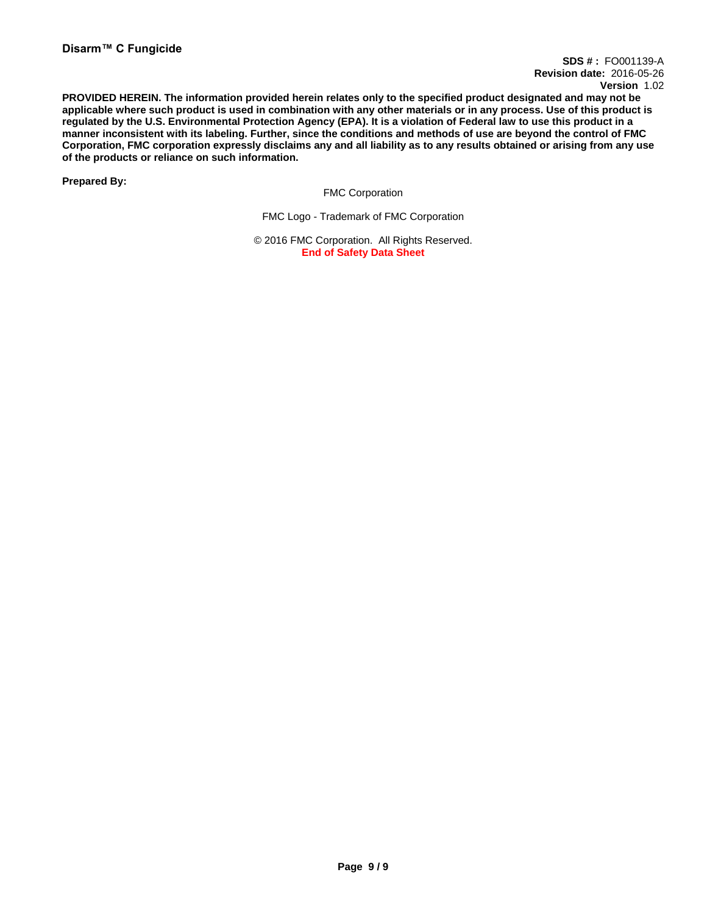**PROVIDED HEREIN. The information provided herein relates only to the specified product designated and may not be applicable where such product is used in combination with any other materials or in any process. Use of this product is regulated by the U.S. Environmental Protection Agency (EPA). It is a violation of Federal law to use this product in a manner inconsistent with its labeling. Further, since the conditions and methods of use are beyond the control of FMC Corporation, FMC corporation expressly disclaims any and all liability as to any results obtained or arising from any use of the products or reliance on such information.**

**Prepared By:**

FMC Corporation

FMC Logo - Trademark of FMC Corporation

© 2016 FMC Corporation. All Rights Reserved.

**End of Safety Data Sheet**